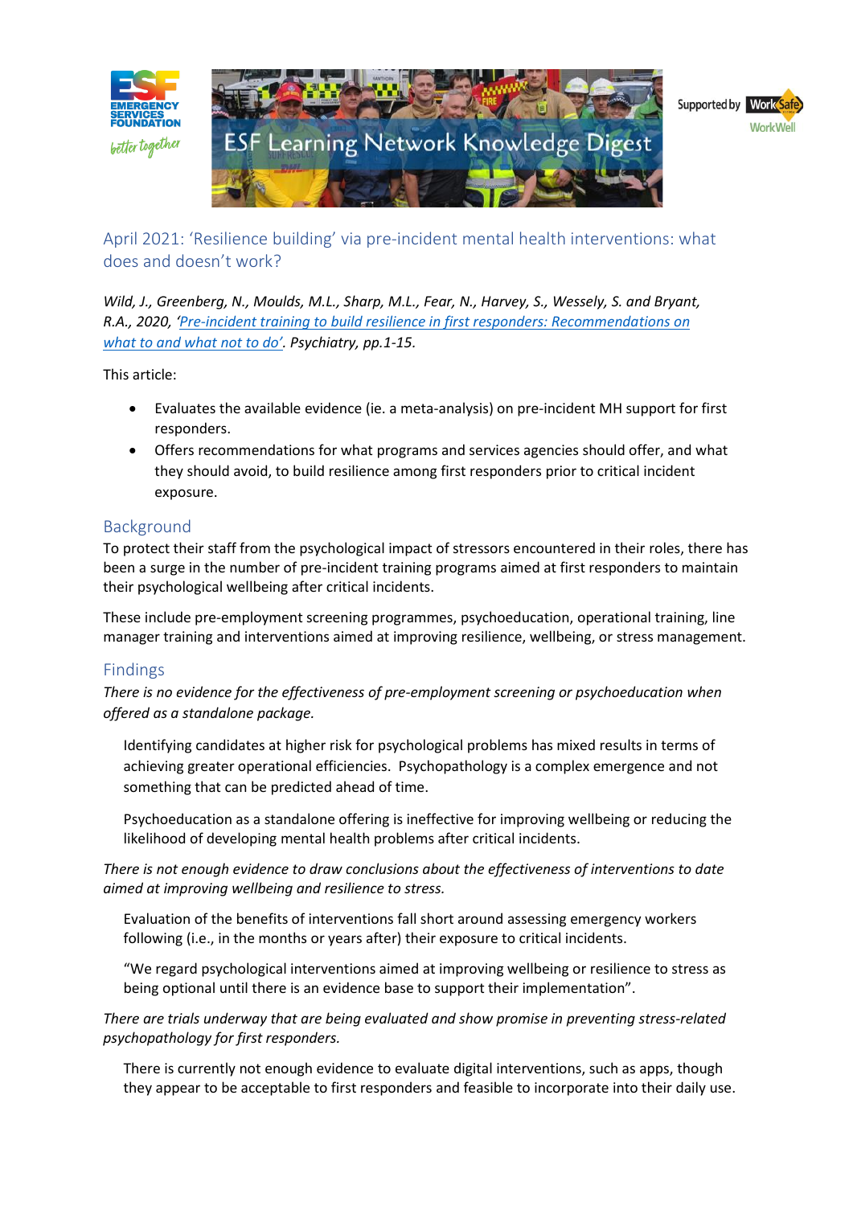ESF Learning Network Knowledge Digest

## April 2021: 'Resilience building' via pre-incident mental health interventions: what does and doesn't work?

*Wild, J., Greenberg, N., Moulds, M.L., Sharp, M.L., Fear, N., Harvey, S., Wessely, S. and Bryant, R.A., 2020, 'Pre-incident training to build resilience in first responders: Recommendations on what to and what not to do'. Psychiatry, pp.1-15.*

This article:

- Evaluates the available evidence (ie. a meta-analysis) on pre-incident MH support for first responders.
- Offers recommendations for what programs and services agencies should offer, and what they should avoid, to build resilience among first responders prior to critical incident exposure.

### Background

To protect their staff from the psychological impact of stressors encountered in their roles, there has been a surge in the number of pre-incident training programs aimed at first responders to maintain their psychological wellbeing after critical incidents.

These include pre-employment screening programmes, psychoeducation, operational training, line manager training and interventions aimed at improving resilience, wellbeing, or stress management.

### Findings

*There is no evidence for the effectiveness of pre-employment screening or psychoeducation when offered as a standalone package.*

Identifying candidates at higher risk for psychological problems has mixed results in terms of achieving greater operational efficiencies. Psychopathology is a complex emergence and not something that can be predicted ahead of time.

Psychoeducation as a standalone offering is ineffective for improving wellbeing or reducing the likelihood of developing mental health problems after critical incidents.

*There is not enough evidence to draw conclusions about the effectiveness of interventions to date aimed at improving wellbeing and resilience to stress.*

Evaluation of the benefits of interventions fall short around assessing emergency workers following (i.e., in the months or years after) their exposure to critical incidents.

"We regard psychological interventions aimed at improving wellbeing or resilience to stress as being optional until there is an evidence base to support their implementation".

*There are trials underway that are being evaluated and show promise in preventing stress-related psychopathology for first responders.*

There is currently not enough evidence to evaluate digital interventions, such as apps, though they appear to be acceptable to first responders and feasible to incorporate into their daily use.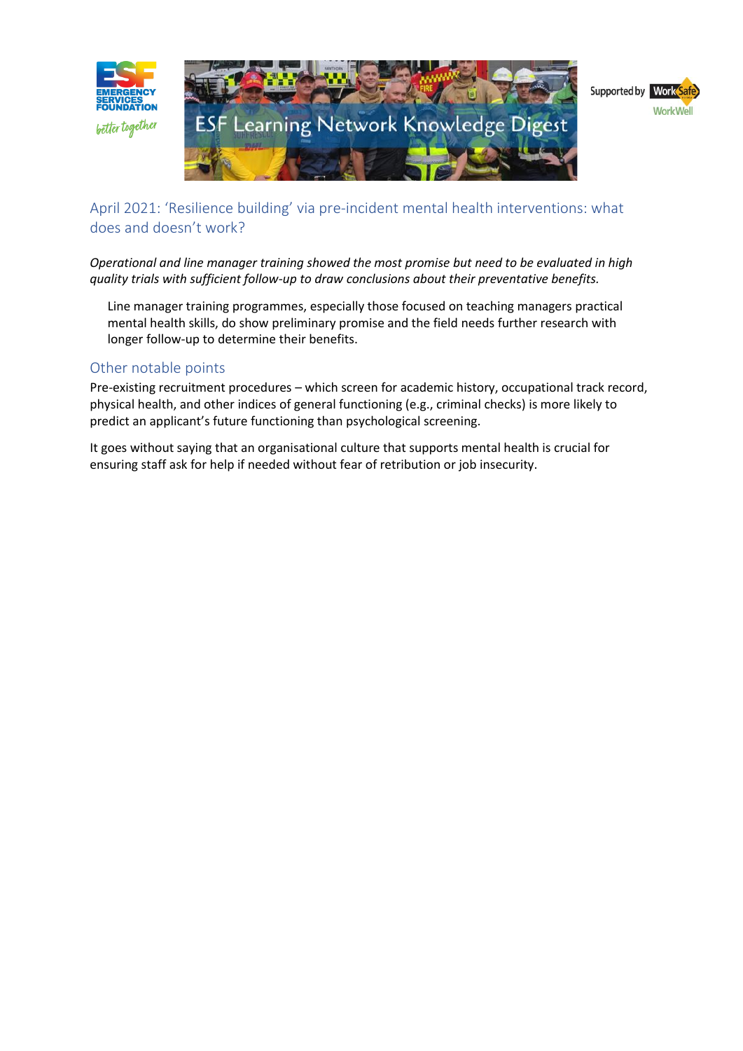ESF Learning Network Knowledge Digest

## April 2021: 'Resilience building' via pre-incident mental health interventions: what does and doesn't work?

*Operational and line manager training showed the most promise but need to be evaluated in high quality trials with sufficient follow-up to draw conclusions about their preventative benefits.*

> Line manager training programmes, especially those focused on teaching managers practical mental health skills, do show preliminary promise and the field needs further research with longer follow-up to determine their benefits.

### Other notable points

Pre-existing recruitment procedures – which screen for academic history, occupational track record, physical health, and other indices of general functioning (e.g., criminal checks) is more likely to predict an applicant's future functioning than psychological screening.

It goes without saying that an organisational culture that supports mental health is crucial for ensuring staff ask for help if needed without fear of retribution or job insecurity.